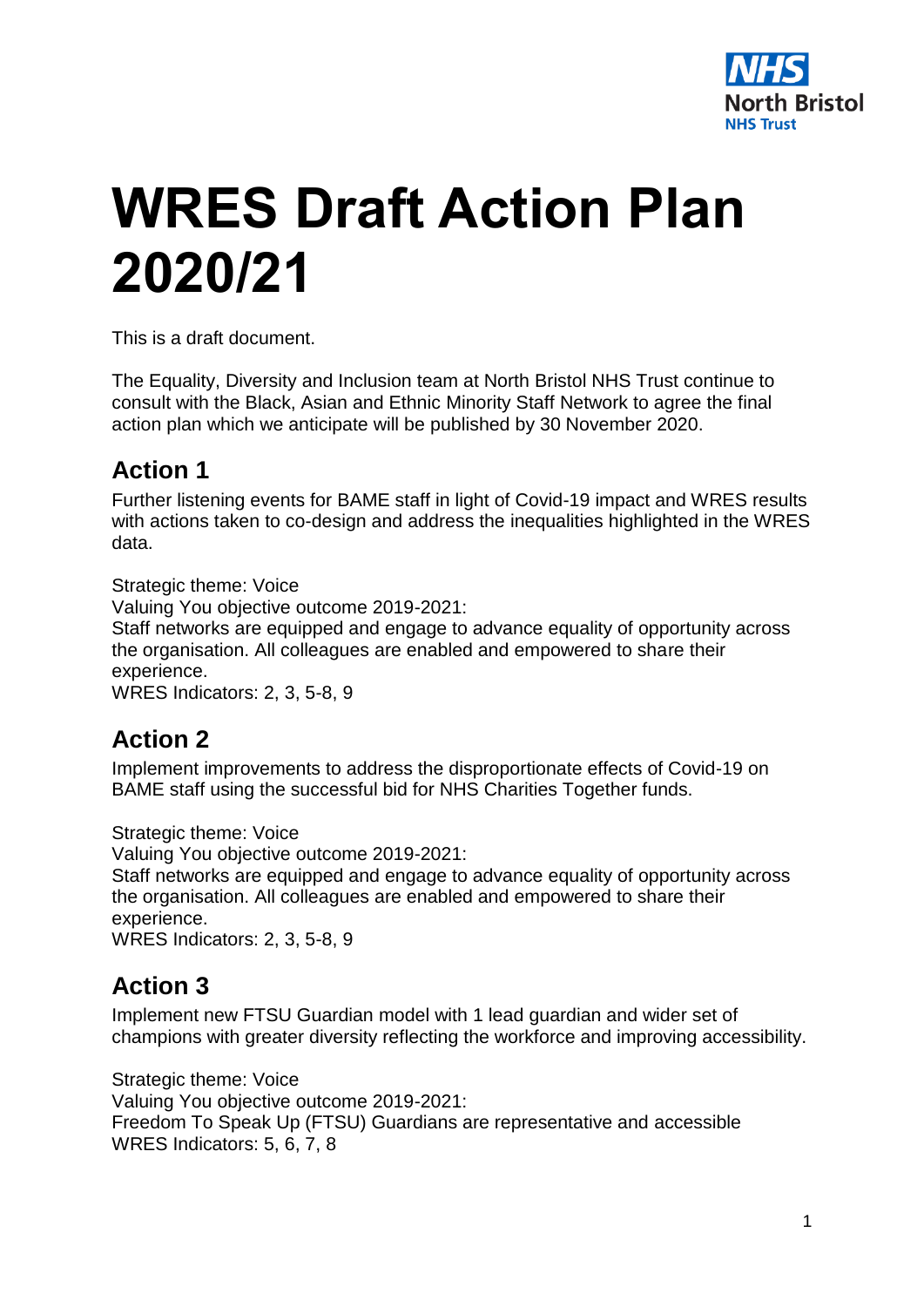# WRES Draft Action Plan 2020/21

This is a draft document.

The Equality, Diversity and Inclusion team at North Bristol NHS Trust continue to consult with the Black, Asian and Ethnic Minority Staff Network to agree the final action plan which we anticipate will be published by 30 November 2020.

## Action 1

Further listening events for BAME staff in light of Covid-19 impact and WRES results with actions taken to co-design and address the inequalities highlighted in the WRES data.

Strategic theme: Voice
Valuing You objective outcome 2019-2021:
Staff networks are equipped and engage to advance equality of opportunity across the organisation. All colleagues are enabled and empowered to share their experience.
WRES Indicators: 2, 3, 5-8, 9

## Action 2

Implement improvements to address the disproportionate effects of Covid-19 on BAME staff using the successful bid for NHS Charities Together funds.

Strategic theme: Voice
Valuing You objective outcome 2019-2021:
Staff networks are equipped and engage to advance equality of opportunity across the organisation. All colleagues are enabled and empowered to share their experience.
WRES Indicators: 2, 3, 5-8, 9

## Action 3

Implement new FTSU Guardian model with 1 lead guardian and wider set of champions with greater diversity reflecting the workforce and improving accessibility.

Strategic theme: Voice
Valuing You objective outcome 2019-2021:
Freedom To Speak Up (FTSU) Guardians are representative and accessible
WRES Indicators: 5, 6, 7, 8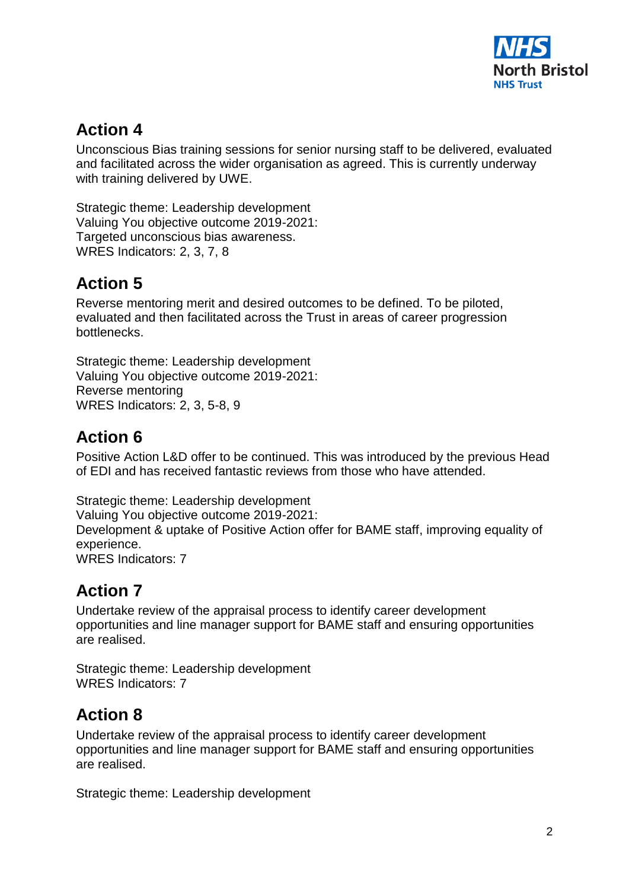## Action 4

Unconscious Bias training sessions for senior nursing staff to be delivered, evaluated and facilitated across the wider organisation as agreed. This is currently underway with training delivered by UWE.

Strategic theme: Leadership development
Valuing You objective outcome 2019-2021:
Targeted unconscious bias awareness.
WRES Indicators: 2, 3, 7, 8

## Action 5

Reverse mentoring merit and desired outcomes to be defined. To be piloted, evaluated and then facilitated across the Trust in areas of career progression bottlenecks.

Strategic theme: Leadership development
Valuing You objective outcome 2019-2021:
Reverse mentoring
WRES Indicators: 2, 3, 5-8, 9

## Action 6

Positive Action L&D offer to be continued. This was introduced by the previous Head of EDI and has received fantastic reviews from those who have attended.

Strategic theme: Leadership development
Valuing You objective outcome 2019-2021:
Development & uptake of Positive Action offer for BAME staff, improving equality of experience.
WRES Indicators: 7

## Action 7

Undertake review of the appraisal process to identify career development opportunities and line manager support for BAME staff and ensuring opportunities are realised.

Strategic theme: Leadership development
WRES Indicators: 7

## Action 8

Undertake review of the appraisal process to identify career development opportunities and line manager support for BAME staff and ensuring opportunities are realised.

Strategic theme: Leadership development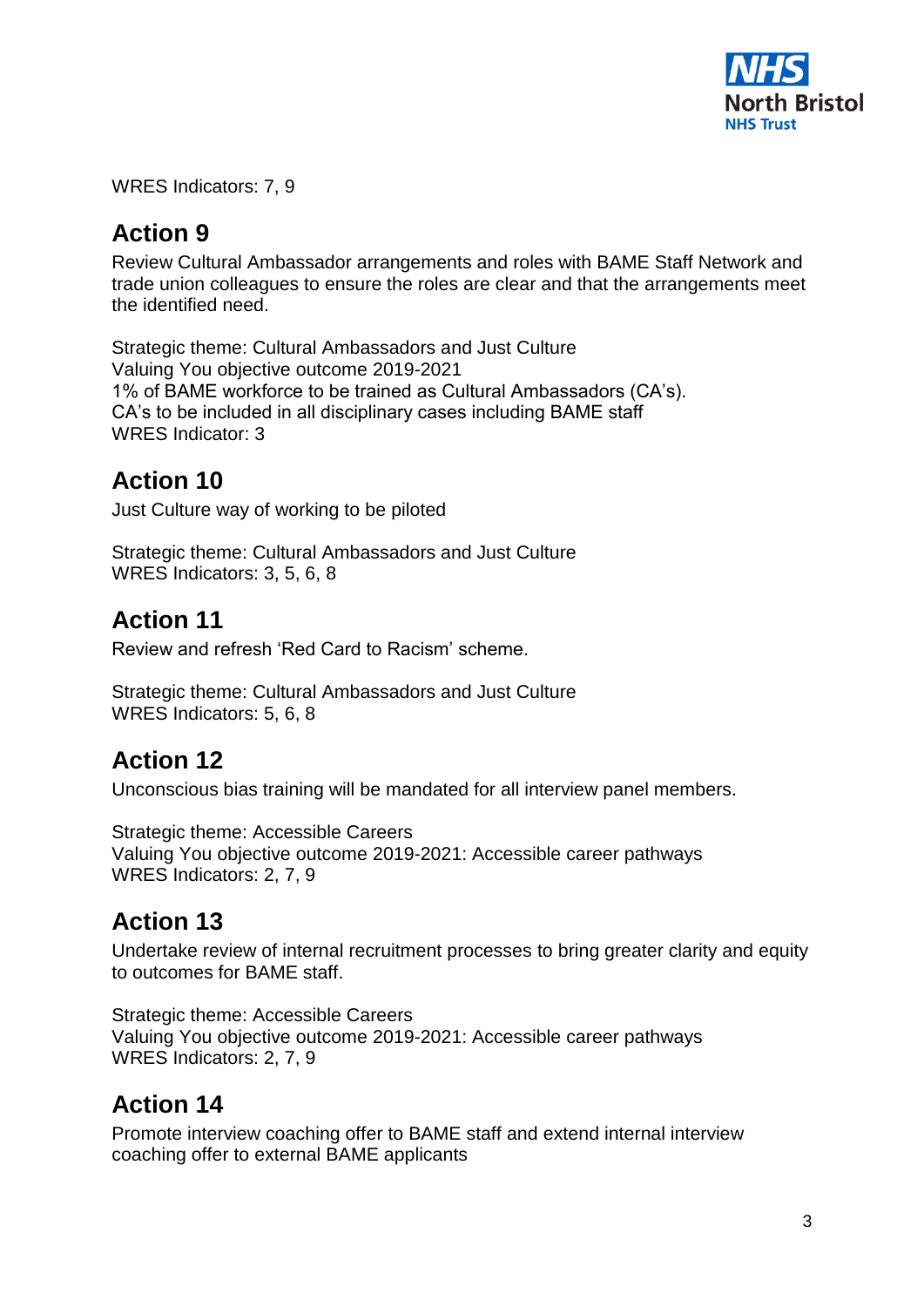WRES Indicators: 7, 9

## Action 9

Review Cultural Ambassador arrangements and roles with BAME Staff Network and trade union colleagues to ensure the roles are clear and that the arrangements meet the identified need.

Strategic theme: Cultural Ambassadors and Just Culture
Valuing You objective outcome 2019-2021
1% of BAME workforce to be trained as Cultural Ambassadors (CA's).
CA's to be included in all disciplinary cases including BAME staff
WRES Indicator: 3

## Action 10

Just Culture way of working to be piloted

Strategic theme: Cultural Ambassadors and Just Culture
WRES Indicators: 3, 5, 6, 8

## Action 11

Review and refresh 'Red Card to Racism' scheme.

Strategic theme: Cultural Ambassadors and Just Culture
WRES Indicators: 5, 6, 8

## Action 12

Unconscious bias training will be mandated for all interview panel members.

Strategic theme: Accessible Careers
Valuing You objective outcome 2019-2021: Accessible career pathways
WRES Indicators: 2, 7, 9

## Action 13

Undertake review of internal recruitment processes to bring greater clarity and equity to outcomes for BAME staff.

Strategic theme: Accessible Careers
Valuing You objective outcome 2019-2021: Accessible career pathways
WRES Indicators: 2, 7, 9

## Action 14

Promote interview coaching offer to BAME staff and extend internal interview coaching offer to external BAME applicants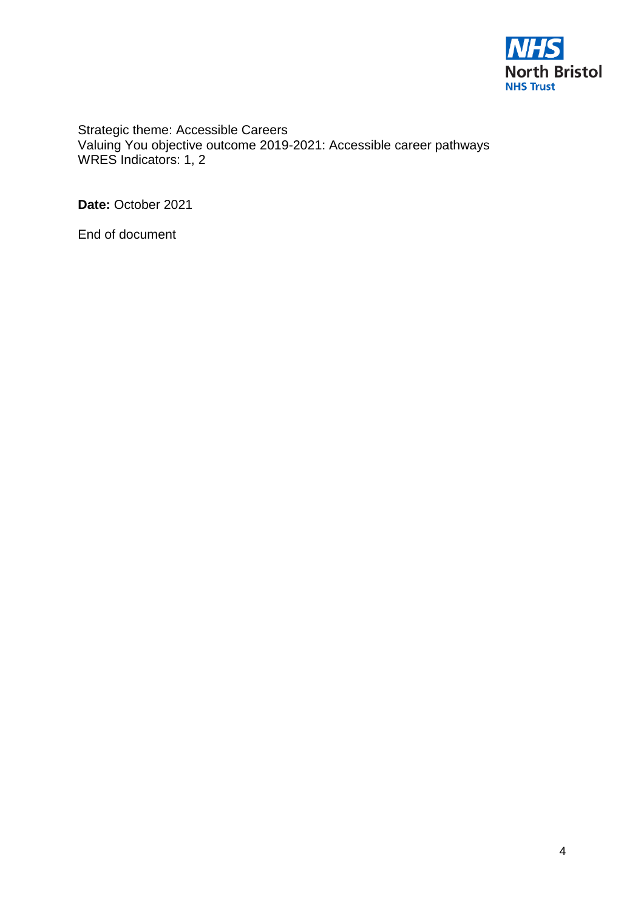Strategic theme: Accessible Careers
Valuing You objective outcome 2019-2021: Accessible career pathways
WRES Indicators: 1, 2

**Date:** October 2021

End of document